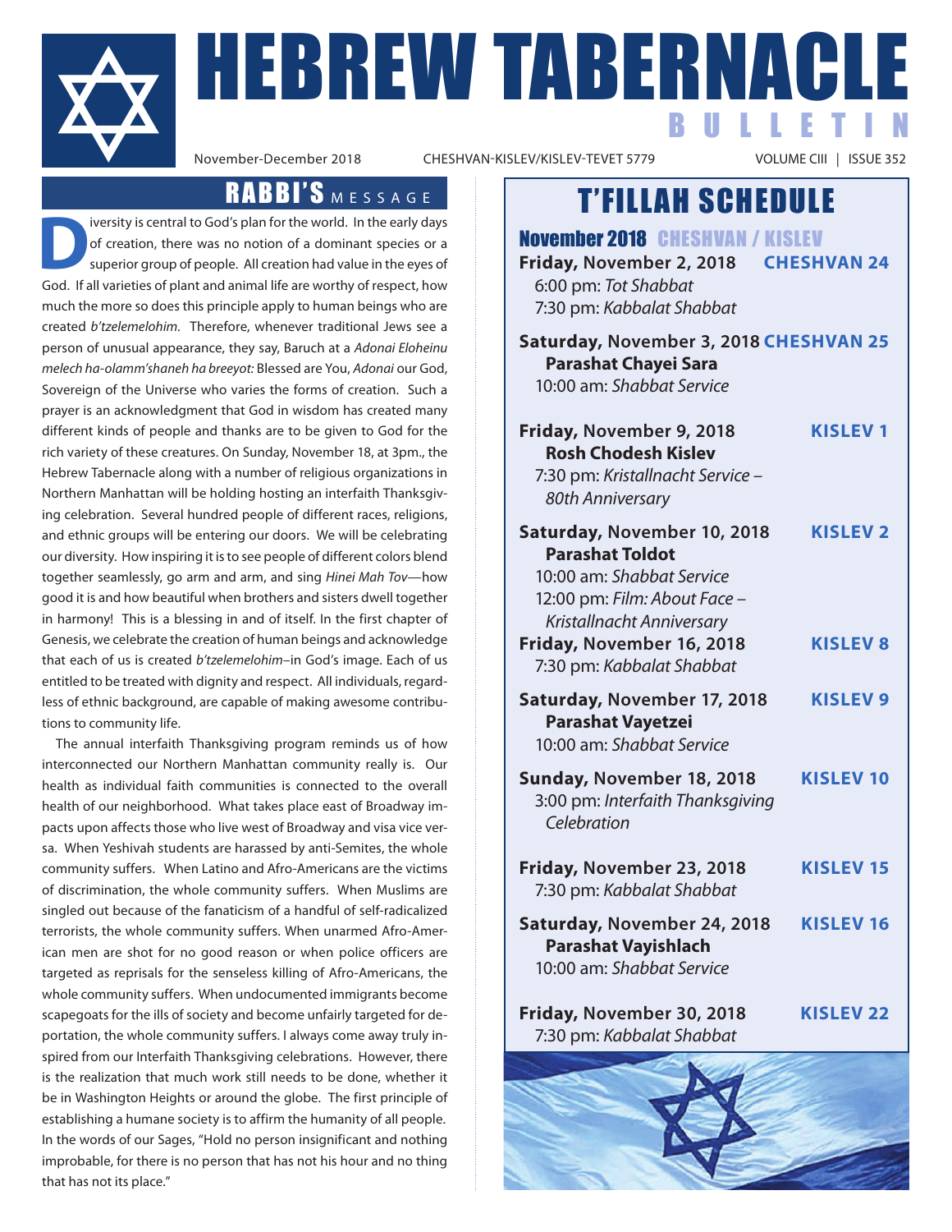# HEBREW TABERNACLE BULLETIN

November-December 2018 CHESHVAN-KISLEV/KISLEV-TEVET 5779 VOLUME CIII | ISSUE 352

## RABBI'S MESSAGE

Diversity is central to God's plan for the world. In the early days of creation, there was no notion of a dominant species or a superior group of people. All creation had value in the eyes of God. If all varieties of plant and animal life are worthy of respect, how much the more so does this principle apply to human beings who are created *b'tzelemelohim*. Therefore, whenever traditional Jews see a person of unusual appearance, they say, Baruch at a *Adonai Eloheinu melech ha-olamm'shaneh ha breeyot:* Blessed are You, *Adonai* our God, Sovereign of the Universe who varies the forms of creation. Such a prayer is an acknowledgment that God in wisdom has created many different kinds of people and thanks are to be given to God for the rich variety of these creatures. On Sunday, November 18, at 3pm., the Hebrew Tabernacle along with a number of religious organizations in Northern Manhattan will be holding hosting an interfaith Thanksgiving celebration. Several hundred people of different races, religions, and ethnic groups will be entering our doors. We will be celebrating our diversity. How inspiring it is to see people of different colors blend together seamlessly, go arm and arm, and sing *Hinei Mah Tov*—how good it is and how beautiful when brothers and sisters dwell together in harmony! This is a blessing in and of itself. In the first chapter of Genesis, we celebrate the creation of human beings and acknowledge that each of us is created *b'tzelemelohim*–in God's image. Each of us entitled to be treated with dignity and respect. All individuals, regardless of ethnic background, are capable of making awesome contributions to community life.

The annual interfaith Thanksgiving program reminds us of how interconnected our Northern Manhattan community really is. Our health as individual faith communities is connected to the overall health of our neighborhood. What takes place east of Broadway impacts upon affects those who live west of Broadway and visa vice versa. When Yeshivah students are harassed by anti-Semites, the whole community suffers. When Latino and Afro-Americans are the victims of discrimination, the whole community suffers. When Muslims are singled out because of the fanaticism of a handful of self-radicalized terrorists, the whole community suffers. When unarmed Afro-American men are shot for no good reason or when police officers are targeted as reprisals for the senseless killing of Afro-Americans, the whole community suffers. When undocumented immigrants become scapegoats for the ills of society and become unfairly targeted for deportation, the whole community suffers. I always come away truly inspired from our Interfaith Thanksgiving celebrations. However, there is the realization that much work still needs to be done, whether it be in Washington Heights or around the globe. The first principle of establishing a humane society is to affirm the humanity of all people. In the words of our Sages, "Hold no person insignificant and nothing improbable, for there is no person that has not his hour and no thing that has not its place."

## T'FILLAH SCHEDULE

### November 2018 CHESHVAN / KISLEV

**Friday, November 2, 2018** — **CHESHVAN 24**
6:00 pm: *Tot Shabbat*
7:30 pm: *Kabbalat Shabbat*

**Saturday, November 3, 2018** — **CHESHVAN 25**
**Parashat Chayei Sara**
10:00 am: *Shabbat Service*

**Friday, November 9, 2018** — **KISLEV 1**
**Rosh Chodesh Kislev**
7:30 pm: *Kristallnacht Service – 80th Anniversary*

**Saturday, November 10, 2018** — **KISLEV 2**
**Parashat Toldot**
10:00 am: *Shabbat Service*
12:00 pm: *Film: About Face – Kristallnacht Anniversary*

**Friday, November 16, 2018** — **KISLEV 8**
7:30 pm: *Kabbalat Shabbat*

**Saturday, November 17, 2018** — **KISLEV 9**
**Parashat Vayetzei**
10:00 am: *Shabbat Service*

**Sunday, November 18, 2018** — **KISLEV 10**
3:00 pm: *Interfaith Thanksgiving Celebration*

**Friday, November 23, 2018** — **KISLEV 15**
7:30 pm: *Kabbalat Shabbat*

**Saturday, November 24, 2018** — **KISLEV 16**
**Parashat Vayishlach**
10:00 am: *Shabbat Service*

**Friday, November 30, 2018** — **KISLEV 22**
7:30 pm: *Kabbalat Shabbat*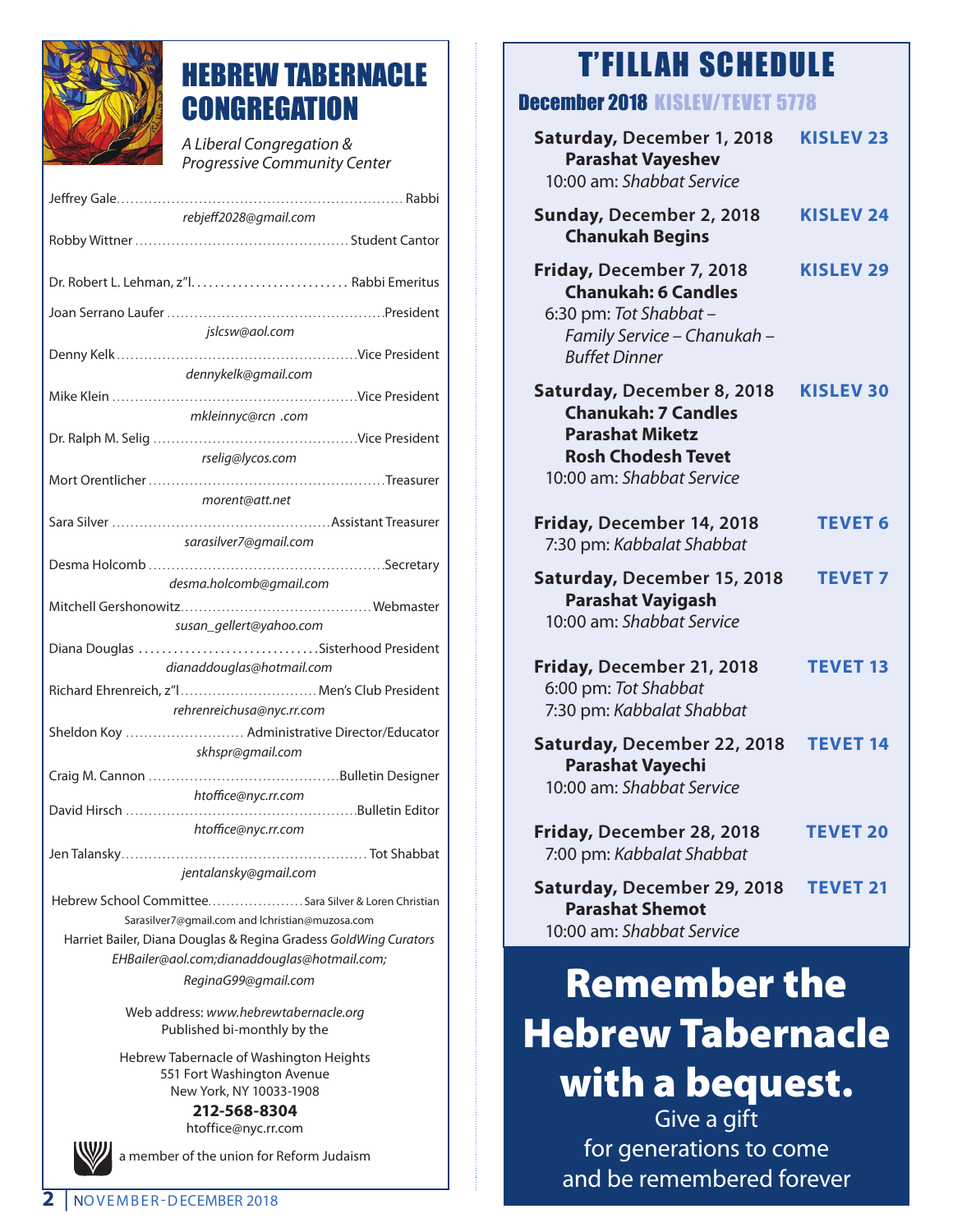# HEBREW TABERNACLE CONGREGATION

*A Liberal Congregation & Progressive Community Center*

Jeffrey Gale............................................................. Rabbi
*rebjeff2028@gmail.com*

Robby Wittner .............................................. Student Cantor

Dr. Robert L. Lehman, z"l........................... Rabbi Emeritus

Joan Serrano Laufer ...............................................President
*jslcsw@aol.com*

Denny Kelk ....................................................Vice President
*dennykelk@gmail.com*

Mike Klein .....................................................Vice President
*mkleinnyc@rcn .com*

Dr. Ralph M. Selig ............................................Vice President
*rselig@lycos.com*

Mort Orentlicher ..................................................Treasurer
*morent@att.net*

Sara Silver ...............................................Assistant Treasurer
*sarasilver7@gmail.com*

Desma Holcomb ..................................................Secretary
*desma.holcomb@gmail.com*

Mitchell Gershonowitz.........................................Webmaster
*susan_gellert@yahoo.com*

Diana Douglas ..............................Sisterhood President
*dianaddouglas@hotmail.com*

Richard Ehrenreich, z"l............................. Men's Club President
*rehrenreichusa@nyc.rr.com*

Sheldon Koy ......................... Administrative Director/Educator
*skhspr@gmail.com*

Craig M. Cannon .........................................Bulletin Designer
*htoffice@nyc.rr.com*

David Hirsch .................................................Bulletin Editor
*htoffice@nyc.rr.com*

Jen Talansky.................................................... Tot Shabbat
*jentalansky@gmail.com*

Hebrew School Committee..................... Sara Silver & Loren Christian
Sarasilver7@gmail.com and lchristian@muzosa.com

Harriet Bailer, Diana Douglas & Regina Gradess *GoldWing Curators*
*EHBailer@aol.com;dianaddouglas@hotmail.com; ReginaG99@gmail.com*

Web address: *www.hebrewtabernacle.org*
Published bi-monthly by the

Hebrew Tabernacle of Washington Heights
551 Fort Washington Avenue
New York, NY 10033-1908
**212-568-8304**
htoffice@nyc.rr.com

a member of the union for Reform Judaism

# T'FILLAH SCHEDULE

## December 2018 KISLEV/TEVET 5778

**Saturday, December 1, 2018** — **KISLEV 23**
**Parashat Vayeshev**
10:00 am: *Shabbat Service*

**Sunday, December 2, 2018** — **KISLEV 24**
**Chanukah Begins**

**Friday, December 7, 2018** — **KISLEV 29**
**Chanukah: 6 Candles**
6:30 pm: *Tot Shabbat – Family Service – Chanukah – Buffet Dinner*

**Saturday, December 8, 2018** — **KISLEV 30**
**Chanukah: 7 Candles**
**Parashat Miketz**
**Rosh Chodesh Tevet**
10:00 am: *Shabbat Service*

**Friday, December 14, 2018** — **TEVET 6**
7:30 pm: *Kabbalat Shabbat*

**Saturday, December 15, 2018** — **TEVET 7**
**Parashat Vayigash**
10:00 am: *Shabbat Service*

**Friday, December 21, 2018** — **TEVET 13**
6:00 pm: *Tot Shabbat*
7:30 pm: *Kabbalat Shabbat*

**Saturday, December 22, 2018** — **TEVET 14**
**Parashat Vayechi**
10:00 am: *Shabbat Service*

**Friday, December 28, 2018** — **TEVET 20**
7:00 pm: *Kabbalat Shabbat*

**Saturday, December 29, 2018** — **TEVET 21**
**Parashat Shemot**
10:00 am: *Shabbat Service*

# Remember the Hebrew Tabernacle with a bequest.

Give a gift
for generations to come
and be remembered forever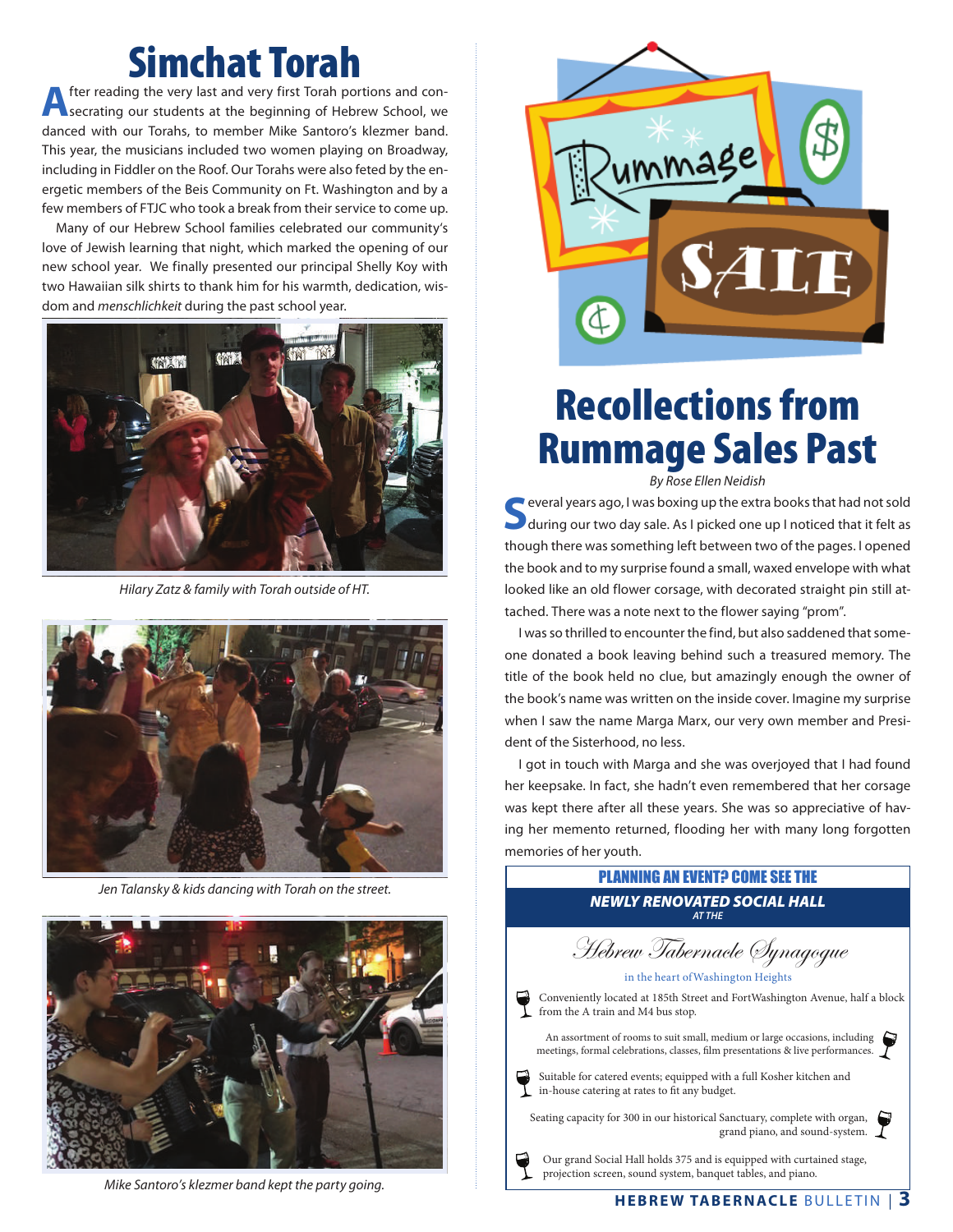# Simchat Torah

After reading the very last and very first Torah portions and consecrating our students at the beginning of Hebrew School, we danced with our Torahs, to member Mike Santoro's klezmer band. This year, the musicians included two women playing on Broadway, including in Fiddler on the Roof. Our Torahs were also feted by the energetic members of the Beis Community on Ft. Washington and by a few members of FTJC who took a break from their service to come up.

Many of our Hebrew School families celebrated our community's love of Jewish learning that night, which marked the opening of our new school year. We finally presented our principal Shelly Koy with two Hawaiian silk shirts to thank him for his warmth, dedication, wisdom and *menschlichkeit* during the past school year.

*Hilary Zatz & family with Torah outside of HT.*

*Jen Talansky & kids dancing with Torah on the street.*

*Mike Santoro's klezmer band kept the party going.*

# Recollections from Rummage Sales Past

*By Rose Ellen Neidish*

Several years ago, I was boxing up the extra books that had not sold during our two day sale. As I picked one up I noticed that it felt as though there was something left between two of the pages. I opened the book and to my surprise found a small, waxed envelope with what looked like an old flower corsage, with decorated straight pin still attached. There was a note next to the flower saying "prom".

I was so thrilled to encounter the find, but also saddened that someone donated a book leaving behind such a treasured memory. The title of the book held no clue, but amazingly enough the owner of the book's name was written on the inside cover. Imagine my surprise when I saw the name Marga Marx, our very own member and President of the Sisterhood, no less.

I got in touch with Marga and she was overjoyed that I had found her keepsake. In fact, she hadn't even remembered that her corsage was kept there after all these years. She was so appreciative of having her memento returned, flooding her with many long forgotten memories of her youth.

**PLANNING AN EVENT? COME SEE THE**

***NEWLY RENOVATED SOCIAL HALL***

*AT THE*

*Hebrew Tabernacle Synagogue*

in the heart of Washington Heights

- Conveniently located at 185th Street and Fort Washington Avenue, half a block from the A train and M4 bus stop.
- An assortment of rooms to suit small, medium or large occasions, including meetings, formal celebrations, classes, film presentations & live performances.
- Suitable for catered events; equipped with a full Kosher kitchen and in-house catering at rates to fit any budget.
- Seating capacity for 300 in our historical Sanctuary, complete with organ, grand piano, and sound-system.
- Our grand Social Hall holds 375 and is equipped with curtained stage, projection screen, sound system, banquet tables, and piano.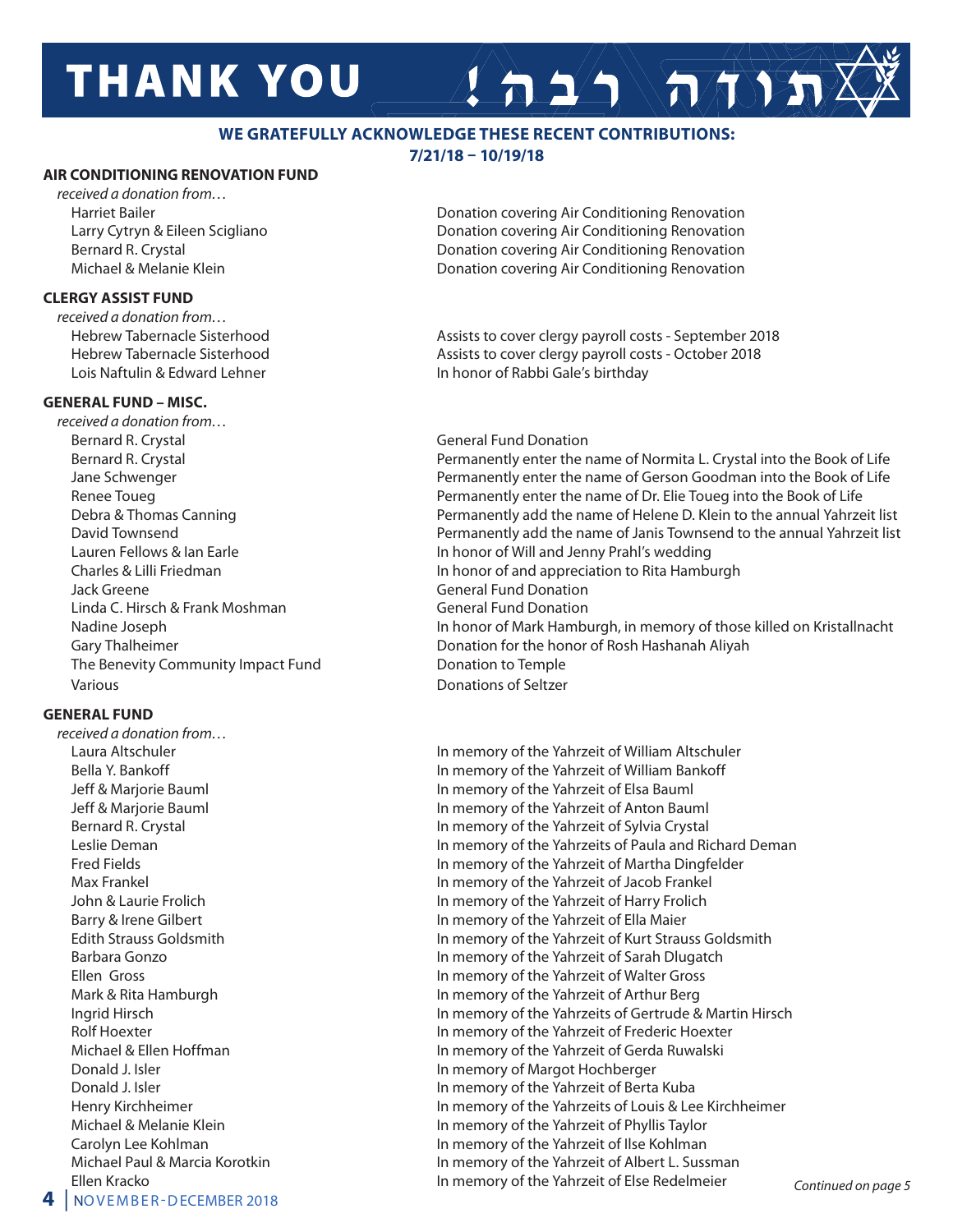# THANK YOU תודה רבה!

**WE GRATEFULLY ACKNOWLEDGE THESE RECENT CONTRIBUTIONS: 7/21/18 – 10/19/18**

## AIR CONDITIONING RENOVATION FUND

*received a donation from…*

| Donor | Purpose |
|---|---|
| Harriet Bailer | Donation covering Air Conditioning Renovation |
| Larry Cytryn & Eileen Scigliano | Donation covering Air Conditioning Renovation |
| Bernard R. Crystal | Donation covering Air Conditioning Renovation |
| Michael & Melanie Klein | Donation covering Air Conditioning Renovation |

## CLERGY ASSIST FUND

*received a donation from…*

| Donor | Purpose |
|---|---|
| Hebrew Tabernacle Sisterhood | Assists to cover clergy payroll costs - September 2018 |
| Hebrew Tabernacle Sisterhood | Assists to cover clergy payroll costs - October 2018 |
| Lois Naftulin & Edward Lehner | In honor of Rabbi Gale's birthday |

## GENERAL FUND – MISC.

*received a donation from…*

| Donor | Purpose |
|---|---|
| Bernard R. Crystal | General Fund Donation |
| Bernard R. Crystal | Permanently enter the name of Normita L. Crystal into the Book of Life |
| Jane Schwenger | Permanently enter the name of Gerson Goodman into the Book of Life |
| Renee Toueg | Permanently enter the name of Dr. Elie Toueg into the Book of Life |
| Debra & Thomas Canning | Permanently add the name of Helene D. Klein to the annual Yahrzeit list |
| David Townsend | Permanently add the name of Janis Townsend to the annual Yahrzeit list |
| Lauren Fellows & Ian Earle | In honor of Will and Jenny Prahl's wedding |
| Charles & Lilli Friedman | In honor of and appreciation to Rita Hamburgh |
| Jack Greene | General Fund Donation |
| Linda C. Hirsch & Frank Moshman | General Fund Donation |
| Nadine Joseph | In honor of Mark Hamburgh, in memory of those killed on Kristallnacht |
| Gary Thalheimer | Donation for the honor of Rosh Hashanah Aliyah |
| The Benevity Community Impact Fund | Donation to Temple |
| Various | Donations of Seltzer |

## GENERAL FUND

*received a donation from…*

| Donor | Purpose |
|---|---|
| Laura Altschuler | In memory of the Yahrzeit of William Altschuler |
| Bella Y. Bankoff | In memory of the Yahrzeit of William Bankoff |
| Jeff & Marjorie Bauml | In memory of the Yahrzeit of Elsa Bauml |
| Jeff & Marjorie Bauml | In memory of the Yahrzeit of Anton Bauml |
| Bernard R. Crystal | In memory of the Yahrzeit of Sylvia Crystal |
| Leslie Deman | In memory of the Yahrzeits of Paula and Richard Deman |
| Fred Fields | In memory of the Yahrzeit of Martha Dingfelder |
| Max Frankel | In memory of the Yahrzeit of Jacob Frankel |
| John & Laurie Frolich | In memory of the Yahrzeit of Harry Frolich |
| Barry & Irene Gilbert | In memory of the Yahrzeit of Ella Maier |
| Edith Strauss Goldsmith | In memory of the Yahrzeit of Kurt Strauss Goldsmith |
| Barbara Gonzo | In memory of the Yahrzeit of Sarah Dlugatch |
| Ellen Gross | In memory of the Yahrzeit of Walter Gross |
| Mark & Rita Hamburgh | In memory of the Yahrzeit of Arthur Berg |
| Ingrid Hirsch | In memory of the Yahrzeits of Gertrude & Martin Hirsch |
| Rolf Hoexter | In memory of the Yahrzeit of Frederic Hoexter |
| Michael & Ellen Hoffman | In memory of the Yahrzeit of Gerda Ruwalski |
| Donald J. Isler | In memory of Margot Hochberger |
| Donald J. Isler | In memory of the Yahrzeit of Berta Kuba |
| Henry Kirchheimer | In memory of the Yahrzeits of Louis & Lee Kirchheimer |
| Michael & Melanie Klein | In memory of the Yahrzeit of Phyllis Taylor |
| Carolyn Lee Kohlman | In memory of the Yahrzeit of Ilse Kohlman |
| Michael Paul & Marcia Korotkin | In memory of the Yahrzeit of Albert L. Sussman |
| Ellen Kracko | In memory of the Yahrzeit of Else Redelmeier |

*Continued on page 5*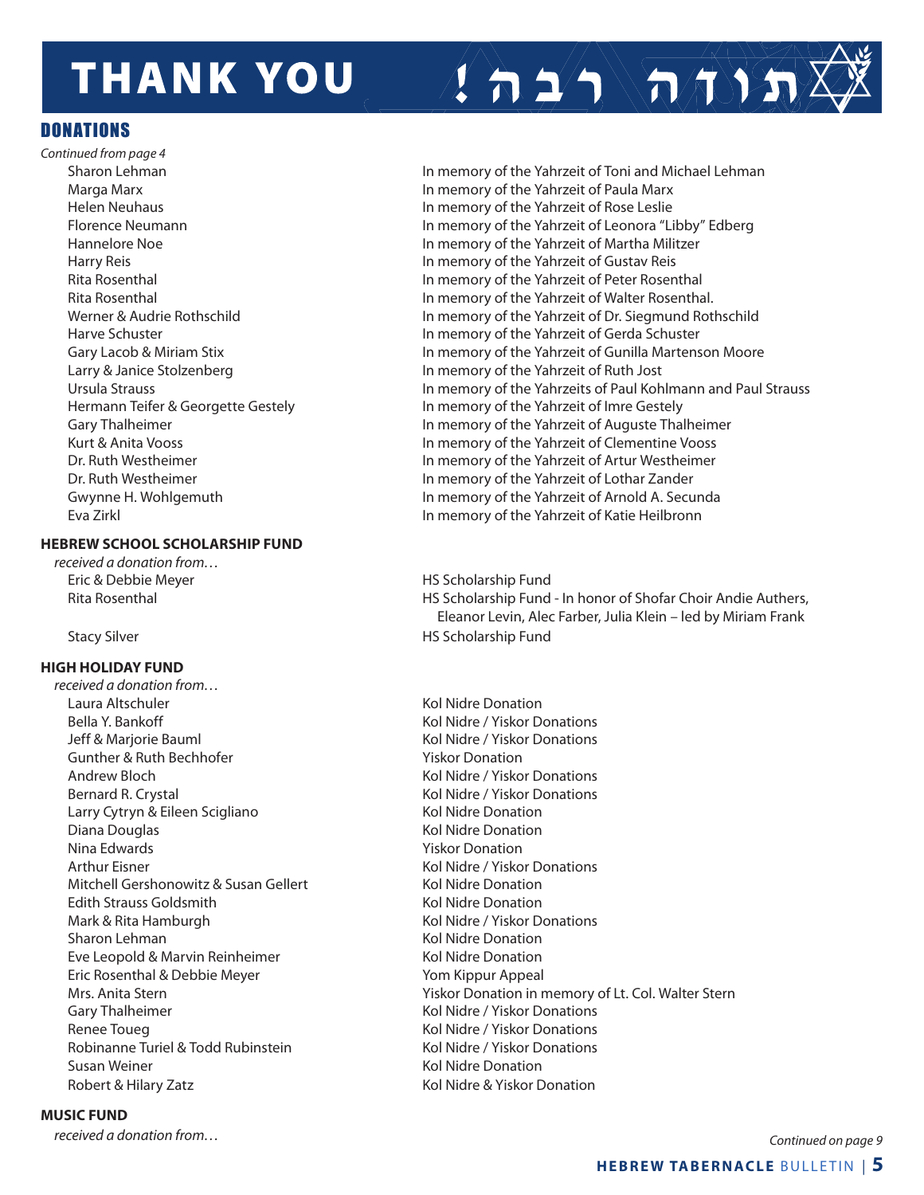# THANK YOU !תודה רבה

## DONATIONS

*Continued from page 4*

| | |
|---|---|
| Sharon Lehman | In memory of the Yahrzeit of Toni and Michael Lehman |
| Marga Marx | In memory of the Yahrzeit of Paula Marx |
| Helen Neuhaus | In memory of the Yahrzeit of Rose Leslie |
| Florence Neumann | In memory of the Yahrzeit of Leonora "Libby" Edberg |
| Hannelore Noe | In memory of the Yahrzeit of Martha Militzer |
| Harry Reis | In memory of the Yahrzeit of Gustav Reis |
| Rita Rosenthal | In memory of the Yahrzeit of Peter Rosenthal |
| Rita Rosenthal | In memory of the Yahrzeit of Walter Rosenthal. |
| Werner & Audrie Rothschild | In memory of the Yahrzeit of Dr. Siegmund Rothschild |
| Harve Schuster | In memory of the Yahrzeit of Gerda Schuster |
| Gary Lacob & Miriam Stix | In memory of the Yahrzeit of Gunilla Martenson Moore |
| Larry & Janice Stolzenberg | In memory of the Yahrzeit of Ruth Jost |
| Ursula Strauss | In memory of the Yahrzeits of Paul Kohlmann and Paul Strauss |
| Hermann Teifer & Georgette Gestely | In memory of the Yahrzeit of Imre Gestely |
| Gary Thalheimer | In memory of the Yahrzeit of Auguste Thalheimer |
| Kurt & Anita Vooss | In memory of the Yahrzeit of Clementine Vooss |
| Dr. Ruth Westheimer | In memory of the Yahrzeit of Artur Westheimer |
| Dr. Ruth Westheimer | In memory of the Yahrzeit of Lothar Zander |
| Gwynne H. Wohlgemuth | In memory of the Yahrzeit of Arnold A. Secunda |
| Eva Zirkl | In memory of the Yahrzeit of Katie Heilbronn |

**HEBREW SCHOOL SCHOLARSHIP FUND**

*received a donation from…*

| | |
|---|---|
| Eric & Debbie Meyer | HS Scholarship Fund |
| Rita Rosenthal | HS Scholarship Fund - In honor of Shofar Choir Andie Authers, Eleanor Levin, Alec Farber, Julia Klein – led by Miriam Frank |
| Stacy Silver | HS Scholarship Fund |

**HIGH HOLIDAY FUND**

*received a donation from…*

| | |
|---|---|
| Laura Altschuler | Kol Nidre Donation |
| Bella Y. Bankoff | Kol Nidre / Yiskor Donations |
| Jeff & Marjorie Bauml | Kol Nidre / Yiskor Donations |
| Gunther & Ruth Bechhofer | Yiskor Donation |
| Andrew Bloch | Kol Nidre / Yiskor Donations |
| Bernard R. Crystal | Kol Nidre / Yiskor Donations |
| Larry Cytryn & Eileen Scigliano | Kol Nidre Donation |
| Diana Douglas | Kol Nidre Donation |
| Nina Edwards | Yiskor Donation |
| Arthur Eisner | Kol Nidre / Yiskor Donations |
| Mitchell Gershonowitz & Susan Gellert | Kol Nidre Donation |
| Edith Strauss Goldsmith | Kol Nidre Donation |
| Mark & Rita Hamburgh | Kol Nidre / Yiskor Donations |
| Sharon Lehman | Kol Nidre Donation |
| Eve Leopold & Marvin Reinheimer | Kol Nidre Donation |
| Eric Rosenthal & Debbie Meyer | Yom Kippur Appeal |
| Mrs. Anita Stern | Yiskor Donation in memory of Lt. Col. Walter Stern |
| Gary Thalheimer | Kol Nidre / Yiskor Donations |
| Renee Toueg | Kol Nidre / Yiskor Donations |
| Robinanne Turiel & Todd Rubinstein | Kol Nidre / Yiskor Donations |
| Susan Weiner | Kol Nidre Donation |
| Robert & Hilary Zatz | Kol Nidre & Yiskor Donation |

**MUSIC FUND**

*received a donation from…*

*Continued on page 9*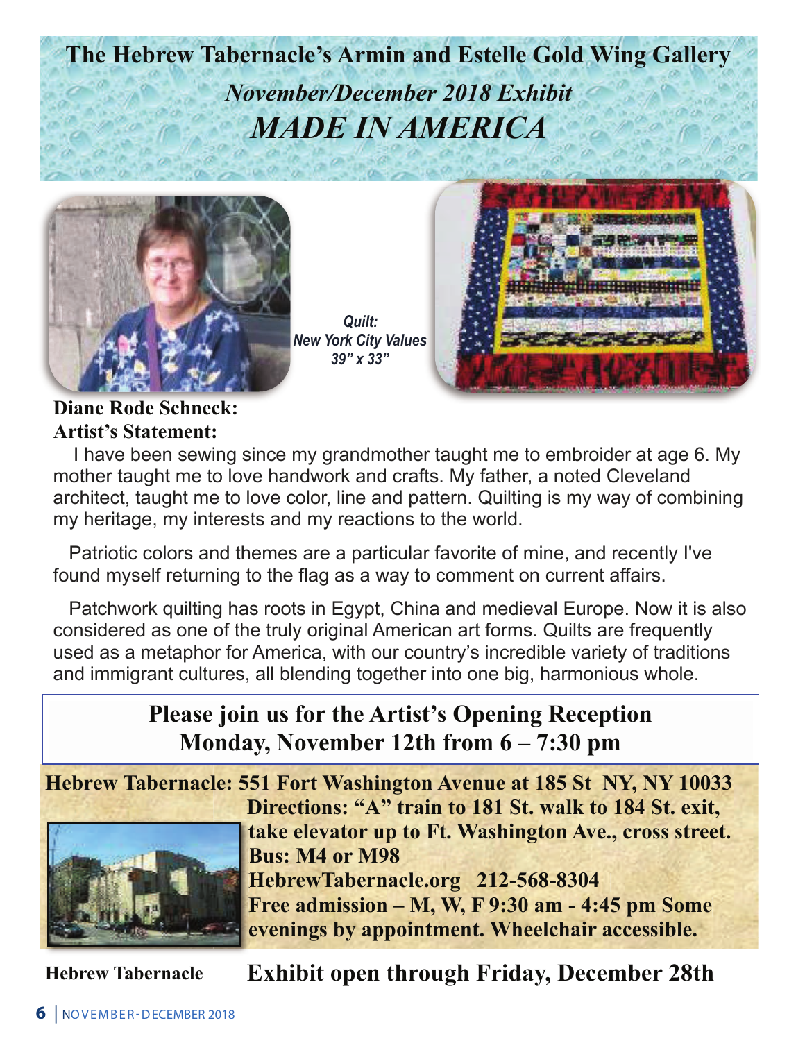# The Hebrew Tabernacle's Armin and Estelle Gold Wing Gallery

## *November/December 2018 Exhibit*

## *MADE IN AMERICA*

***Quilt:***
***New York City Values***
***39" x 33"***

**Diane Rode Schneck:**
**Artist's Statement:**

I have been sewing since my grandmother taught me to embroider at age 6. My mother taught me to love handwork and crafts. My father, a noted Cleveland architect, taught me to love color, line and pattern. Quilting is my way of combining my heritage, my interests and my reactions to the world.

Patriotic colors and themes are a particular favorite of mine, and recently I've found myself returning to the flag as a way to comment on current affairs.

Patchwork quilting has roots in Egypt, China and medieval Europe. Now it is also considered as one of the truly original American art forms. Quilts are frequently used as a metaphor for America, with our country's incredible variety of traditions and immigrant cultures, all blending together into one big, harmonious whole.

**Please join us for the Artist's Opening Reception**
**Monday, November 12th from 6 – 7:30 pm**

**Hebrew Tabernacle: 551 Fort Washington Avenue at 185 St NY, NY 10033**

**Directions: "A" train to 181 St. walk to 184 St. exit, take elevator up to Ft. Washington Ave., cross street.**
**Bus: M4 or M98**
**HebrewTabernacle.org 212-568-8304**
**Free admission – M, W, F 9:30 am - 4:45 pm Some evenings by appointment. Wheelchair accessible.**

**Hebrew Tabernacle**

**Exhibit open through Friday, December 28th**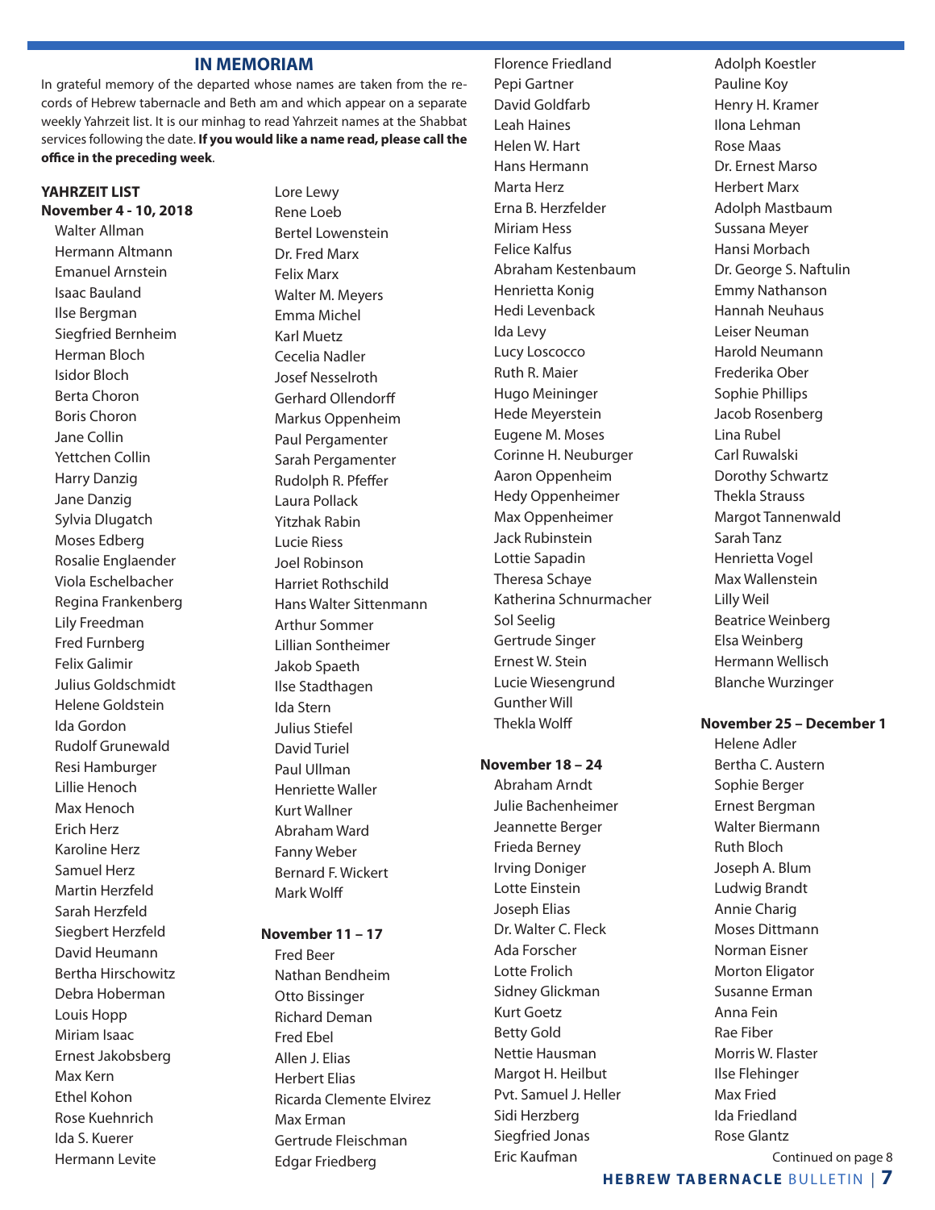## IN MEMORIAM

In grateful memory of the departed whose names are taken from the records of Hebrew tabernacle and Beth am and which appear on a separate weekly Yahrzeit list. It is our minhag to read Yahrzeit names at the Shabbat services following the date. **If you would like a name read, please call the office in the preceding week**.

**YAHRZEIT LIST**
**November 4 - 10, 2018**

Walter Allman
Hermann Altmann
Emanuel Arnstein
Isaac Bauland
Ilse Bergman
Siegfried Bernheim
Herman Bloch
Isidor Bloch
Berta Choron
Boris Choron
Jane Collin
Yettchen Collin
Harry Danzig
Jane Danzig
Sylvia Dlugatch
Moses Edberg
Rosalie Englaender
Viola Eschelbacher
Regina Frankenberg
Lily Freedman
Fred Furnberg
Felix Galimir
Julius Goldschmidt
Helene Goldstein
Ida Gordon
Rudolf Grunewald
Resi Hamburger
Lillie Henoch
Max Henoch
Erich Herz
Karoline Herz
Samuel Herz
Martin Herzfeld
Sarah Herzfeld
Siegbert Herzfeld
David Heumann
Bertha Hirschowitz
Debra Hoberman
Louis Hopp
Miriam Isaac
Ernest Jakobsberg
Max Kern
Ethel Kohon
Rose Kuehnrich
Ida S. Kuerer
Hermann Levite
Lore Lewy
Rene Loeb
Bertel Lowenstein
Dr. Fred Marx
Felix Marx
Walter M. Meyers
Emma Michel
Karl Muetz
Cecelia Nadler
Josef Nesselroth
Gerhard Ollendorff
Markus Oppenheim
Paul Pergamenter
Sarah Pergamenter
Rudolph R. Pfeffer
Laura Pollack
Yitzhak Rabin
Lucie Riess
Joel Robinson
Harriet Rothschild
Hans Walter Sittenmann
Arthur Sommer
Lillian Sontheimer
Jakob Spaeth
Ilse Stadthagen
Ida Stern
Julius Stiefel
David Turiel
Paul Ullman
Henriette Waller
Kurt Wallner
Abraham Ward
Fanny Weber
Bernard F. Wickert
Mark Wolff

**November 11 – 17**

Fred Beer
Nathan Bendheim
Otto Bissinger
Richard Deman
Fred Ebel
Allen J. Elias
Herbert Elias
Ricarda Clemente Elvirez
Max Erman
Gertrude Fleischman
Edgar Friedberg
Florence Friedland
Pepi Gartner
David Goldfarb
Leah Haines
Helen W. Hart
Hans Hermann
Marta Herz
Erna B. Herzfelder
Miriam Hess
Felice Kalfus
Abraham Kestenbaum
Henrietta Konig
Hedi Levenback
Ida Levy
Lucy Loscocco
Ruth R. Maier
Hugo Meininger
Hede Meyerstein
Eugene M. Moses
Corinne H. Neuburger
Aaron Oppenheim
Hedy Oppenheimer
Max Oppenheimer
Jack Rubinstein
Lottie Sapadin
Theresa Schaye
Katherina Schnurmacher
Sol Seelig
Gertrude Singer
Ernest W. Stein
Lucie Wiesengrund
Gunther Will
Thekla Wolff

**November 18 – 24**

Abraham Arndt
Julie Bachenheimer
Jeannette Berger
Frieda Berney
Irving Doniger
Lotte Einstein
Joseph Elias
Dr. Walter C. Fleck
Ada Forscher
Lotte Frolich
Sidney Glickman
Kurt Goetz
Betty Gold
Nettie Hausman
Margot H. Heilbut
Pvt. Samuel J. Heller
Sidi Herzberg
Siegfried Jonas
Eric Kaufman
Adolph Koestler
Pauline Koy
Henry H. Kramer
Ilona Lehman
Rose Maas
Dr. Ernest Marso
Herbert Marx
Adolph Mastbaum
Sussana Meyer
Hansi Morbach
Dr. George S. Naftulin
Emmy Nathanson
Hannah Neuhaus
Leiser Neuman
Harold Neumann
Frederika Ober
Sophie Phillips
Jacob Rosenberg
Lina Rubel
Carl Ruwalski
Dorothy Schwartz
Thekla Strauss
Margot Tannenwald
Sarah Tanz
Henrietta Vogel
Max Wallenstein
Lilly Weil
Beatrice Weinberg
Elsa Weinberg
Hermann Wellisch
Blanche Wurzinger

**November 25 – December 1**

Helene Adler
Bertha C. Austern
Sophie Berger
Ernest Bergman
Walter Biermann
Ruth Bloch
Joseph A. Blum
Ludwig Brandt
Annie Charig
Moses Dittmann
Norman Eisner
Morton Eligator
Susanne Erman
Anna Fein
Rae Fiber
Morris W. Flaster
Ilse Flehinger
Max Fried
Ida Friedland
Rose Glantz

Continued on page 8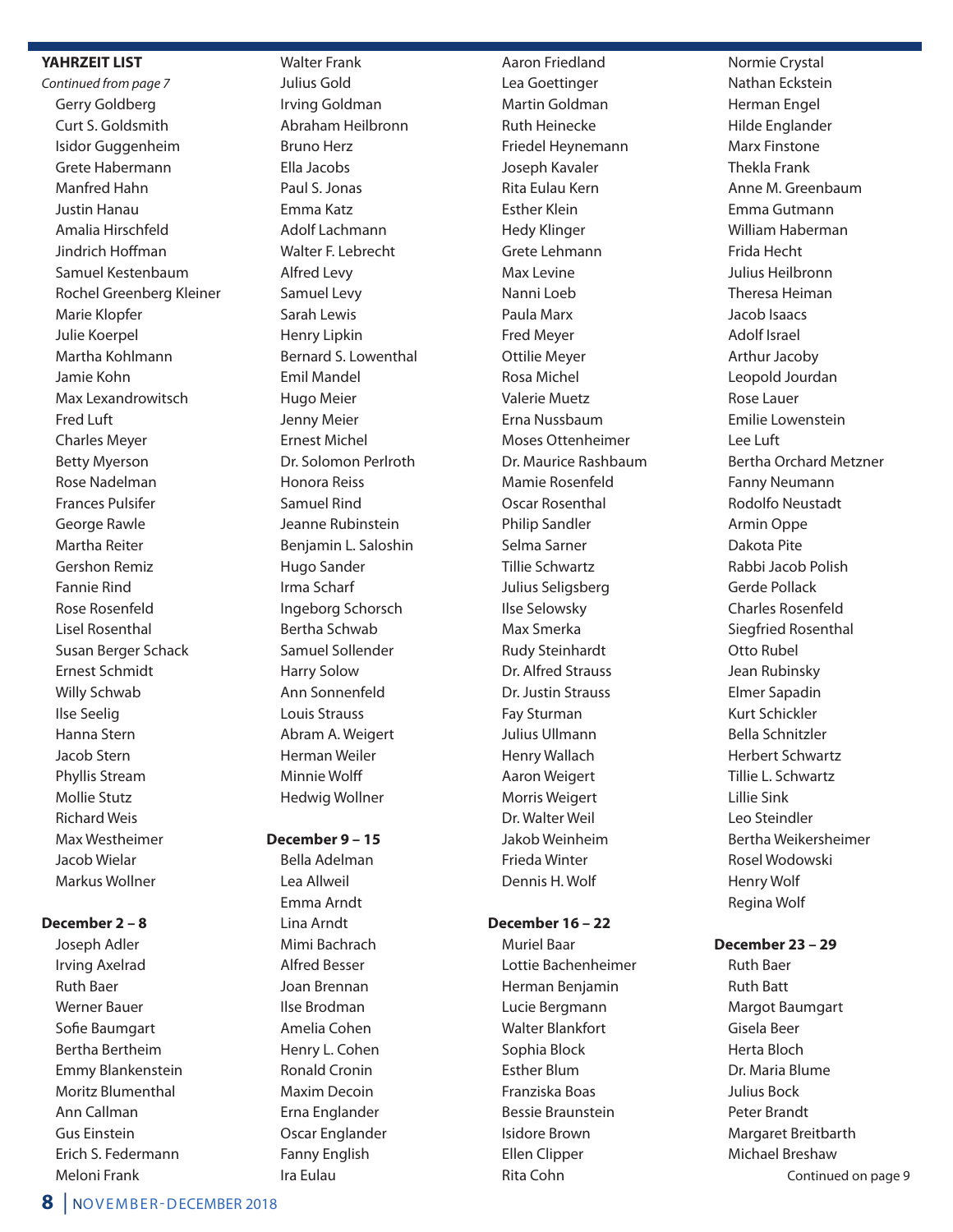**YAHRZEIT LIST**

*Continued from page 7*

Gerry Goldberg
Curt S. Goldsmith
Isidor Guggenheim
Grete Habermann
Manfred Hahn
Justin Hanau
Amalia Hirschfeld
Jindrich Hoffman
Samuel Kestenbaum
Rochel Greenberg Kleiner
Marie Klopfer
Julie Koerpel
Martha Kohlmann
Jamie Kohn
Max Lexandrowitsch
Fred Luft
Charles Meyer
Betty Myerson
Rose Nadelman
Frances Pulsifer
George Rawle
Martha Reiter
Gershon Remiz
Fannie Rind
Rose Rosenfeld
Lisel Rosenthal
Susan Berger Schack
Ernest Schmidt
Willy Schwab
Ilse Seelig
Hanna Stern
Jacob Stern
Phyllis Stream
Mollie Stutz
Richard Weis
Max Westheimer
Jacob Wielar
Markus Wollner

**December 2 – 8**

Joseph Adler
Irving Axelrad
Ruth Baer
Werner Bauer
Sofie Baumgart
Bertha Bertheim
Emmy Blankenstein
Moritz Blumenthal
Ann Callman
Gus Einstein
Erich S. Federmann
Meloni Frank
Walter Frank
Julius Gold
Irving Goldman
Abraham Heilbronn
Bruno Herz
Ella Jacobs
Paul S. Jonas
Emma Katz
Adolf Lachmann
Walter F. Lebrecht
Alfred Levy
Samuel Levy
Sarah Lewis
Henry Lipkin
Bernard S. Lowenthal
Emil Mandel
Hugo Meier
Jenny Meier
Ernest Michel
Dr. Solomon Perlroth
Honora Reiss
Samuel Rind
Jeanne Rubinstein
Benjamin L. Saloshin
Hugo Sander
Irma Scharf
Ingeborg Schorsch
Bertha Schwab
Samuel Sollender
Harry Solow
Ann Sonnenfeld
Louis Strauss
Abram A. Weigert
Herman Weiler
Minnie Wolff
Hedwig Wollner

**December 9 – 15**

Bella Adelman
Lea Allweil
Emma Arndt
Lina Arndt
Mimi Bachrach
Alfred Besser
Joan Brennan
Ilse Brodman
Amelia Cohen
Henry L. Cohen
Ronald Cronin
Maxim Decoin
Erna Englander
Oscar Englander
Fanny English
Ira Eulau
Aaron Friedland
Lea Goettinger
Martin Goldman
Ruth Heinecke
Friedel Heynemann
Joseph Kavaler
Rita Eulau Kern
Esther Klein
Hedy Klinger
Grete Lehmann
Max Levine
Nanni Loeb
Paula Marx
Fred Meyer
Ottilie Meyer
Rosa Michel
Valerie Muetz
Erna Nussbaum
Moses Ottenheimer
Dr. Maurice Rashbaum
Mamie Rosenfeld
Oscar Rosenthal
Philip Sandler
Selma Sarner
Tillie Schwartz
Julius Seligsberg
Ilse Selowsky
Max Smerka
Rudy Steinhardt
Dr. Alfred Strauss
Dr. Justin Strauss
Fay Sturman
Julius Ullmann
Henry Wallach
Aaron Weigert
Morris Weigert
Dr. Walter Weil
Jakob Weinheim
Frieda Winter
Dennis H. Wolf

**December 16 – 22**

Muriel Baar
Lottie Bachenheimer
Herman Benjamin
Lucie Bergmann
Walter Blankfort
Sophia Block
Esther Blum
Franziska Boas
Bessie Braunstein
Isidore Brown
Ellen Clipper
Rita Cohn
Normie Crystal
Nathan Eckstein
Herman Engel
Hilde Englander
Marx Finstone
Thekla Frank
Anne M. Greenbaum
Emma Gutmann
William Haberman
Frida Hecht
Julius Heilbronn
Theresa Heiman
Jacob Isaacs
Adolf Israel
Arthur Jacoby
Leopold Jourdan
Rose Lauer
Emilie Lowenstein
Lee Luft
Bertha Orchard Metzner
Fanny Neumann
Rodolfo Neustadt
Armin Oppe
Dakota Pite
Rabbi Jacob Polish
Gerde Pollack
Charles Rosenfeld
Siegfried Rosenthal
Otto Rubel
Jean Rubinsky
Elmer Sapadin
Kurt Schickler
Bella Schnitzler
Herbert Schwartz
Tillie L. Schwartz
Lillie Sink
Leo Steindler
Bertha Weikersheimer
Rosel Wodowski
Henry Wolf
Regina Wolf

**December 23 – 29**

Ruth Baer
Ruth Batt
Margot Baumgart
Gisela Beer
Herta Bloch
Dr. Maria Blume
Julius Bock
Peter Brandt
Margaret Breitbarth
Michael Breshaw

Continued on page 9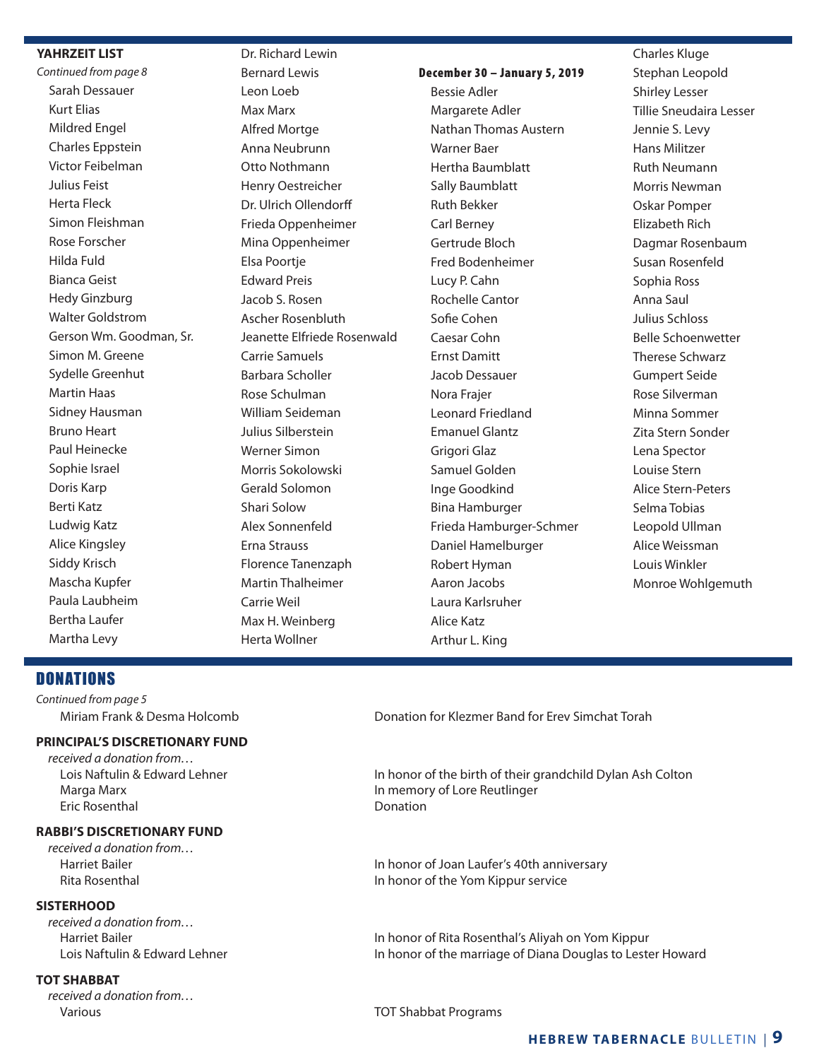**YAHRZEIT LIST**

*Continued from page 8*

Sarah Dessauer
Kurt Elias
Mildred Engel
Charles Eppstein
Victor Feibelman
Julius Feist
Herta Fleck
Simon Fleishman
Rose Forscher
Hilda Fuld
Bianca Geist
Hedy Ginzburg
Walter Goldstrom
Gerson Wm. Goodman, Sr.
Simon M. Greene
Sydelle Greenhut
Martin Haas
Sidney Hausman
Bruno Heart
Paul Heinecke
Sophie Israel
Doris Karp
Berti Katz
Ludwig Katz
Alice Kingsley
Siddy Krisch
Mascha Kupfer
Paula Laubheim
Bertha Laufer
Martha Levy
Dr. Richard Lewin
Bernard Lewis
Leon Loeb
Max Marx
Alfred Mortge
Anna Neubrunn
Otto Nothmann
Henry Oestreicher
Dr. Ulrich Ollendorff
Frieda Oppenheimer
Mina Oppenheimer
Elsa Poortje
Edward Preis
Jacob S. Rosen
Ascher Rosenbluth
Jeanette Elfriede Rosenwald
Carrie Samuels
Barbara Scholler
Rose Schulman
William Seideman
Julius Silberstein
Werner Simon
Morris Sokolowski
Gerald Solomon
Shari Solow
Alex Sonnenfeld
Erna Strauss
Florence Tanenzaph
Martin Thalheimer
Carrie Weil
Max H. Weinberg
Herta Wollner

**December 30 – January 5, 2019**

Bessie Adler
Margarete Adler
Nathan Thomas Austern
Warner Baer
Hertha Baumblatt
Sally Baumblatt
Ruth Bekker
Carl Berney
Gertrude Bloch
Fred Bodenheimer
Lucy P. Cahn
Rochelle Cantor
Sofie Cohen
Caesar Cohn
Ernst Damitt
Jacob Dessauer
Nora Frajer
Leonard Friedland
Emanuel Glantz
Grigori Glaz
Samuel Golden
Inge Goodkind
Bina Hamburger
Frieda Hamburger-Schmer
Daniel Hamelburger
Robert Hyman
Aaron Jacobs
Laura Karlsruher
Alice Katz
Arthur L. King
Charles Kluge
Stephan Leopold
Shirley Lesser
Tillie Sneudaira Lesser
Jennie S. Levy
Hans Militzer
Ruth Neumann
Morris Newman
Oskar Pomper
Elizabeth Rich
Dagmar Rosenbaum
Susan Rosenfeld
Sophia Ross
Anna Saul
Julius Schloss
Belle Schoenwetter
Therese Schwarz
Gumpert Seide
Rose Silverman
Minna Sommer
Zita Stern Sonder
Lena Spector
Louise Stern
Alice Stern-Peters
Selma Tobias
Leopold Ullman
Alice Weissman
Louis Winkler
Monroe Wohlgemuth

## DONATIONS

*Continued from page 5*

Miriam Frank & Desma Holcomb — Donation for Klezmer Band for Erev Simchat Torah

**PRINCIPAL'S DISCRETIONARY FUND**

*received a donation from…*

Lois Naftulin & Edward Lehner — In honor of the birth of their grandchild Dylan Ash Colton
Marga Marx — In memory of Lore Reutlinger
Eric Rosenthal — Donation

**RABBI'S DISCRETIONARY FUND**

*received a donation from…*

Harriet Bailer — In honor of Joan Laufer's 40th anniversary
Rita Rosenthal — In honor of the Yom Kippur service

**SISTERHOOD**

*received a donation from…*

Harriet Bailer — In honor of Rita Rosenthal's Aliyah on Yom Kippur
Lois Naftulin & Edward Lehner — In honor of the marriage of Diana Douglas to Lester Howard

**TOT SHABBAT**

*received a donation from…*

Various — TOT Shabbat Programs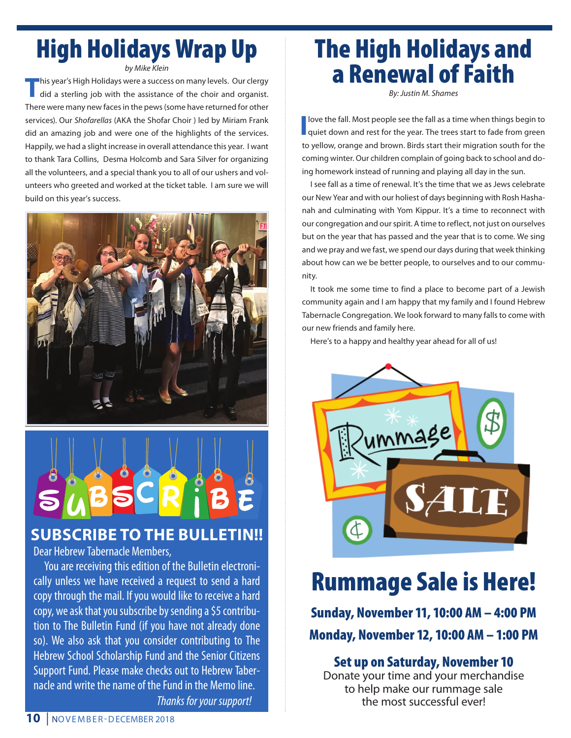# High Holidays Wrap Up

*by Mike Klein*

This year's High Holidays were a success on many levels. Our clergy did a sterling job with the assistance of the choir and organist. There were many new faces in the pews (some have returned for other services). Our *Shofarellas* (AKA the Shofar Choir ) led by Miriam Frank did an amazing job and were one of the highlights of the services. Happily, we had a slight increase in overall attendance this year. I want to thank Tara Collins, Desma Holcomb and Sara Silver for organizing all the volunteers, and a special thank you to all of our ushers and volunteers who greeted and worked at the ticket table. I am sure we will build on this year's success.

## SUBSCRIBE TO THE BULLETIN!!

Dear Hebrew Tabernacle Members,

You are receiving this edition of the Bulletin electronically unless we have received a request to send a hard copy through the mail. If you would like to receive a hard copy, we ask that you subscribe by sending a $5 contribution to The Bulletin Fund (if you have not already done so). We also ask that you consider contributing to The Hebrew School Scholarship Fund and the Senior Citizens Support Fund. Please make checks out to Hebrew Tabernacle and write the name of the Fund in the Memo line.

*Thanks for your support!*

# The High Holidays and a Renewal of Faith

*By: Justin M. Shames*

I love the fall. Most people see the fall as a time when things begin to quiet down and rest for the year. The trees start to fade from green to yellow, orange and brown. Birds start their migration south for the coming winter. Our children complain of going back to school and doing homework instead of running and playing all day in the sun.

I see fall as a time of renewal. It's the time that we as Jews celebrate our New Year and with our holiest of days beginning with Rosh Hashanah and culminating with Yom Kippur. It's a time to reconnect with our congregation and our spirit. A time to reflect, not just on ourselves but on the year that has passed and the year that is to come. We sing and we pray and we fast, we spend our days during that week thinking about how can we be better people, to ourselves and to our community.

It took me some time to find a place to become part of a Jewish community again and I am happy that my family and I found Hebrew Tabernacle Congregation. We look forward to many falls to come with our new friends and family here.

Here's to a happy and healthy year ahead for all of us!

# Rummage Sale is Here!

**Sunday, November 11, 10:00 AM – 4:00 PM**

**Monday, November 12, 10:00 AM – 1:00 PM**

**Set up on Saturday, November 10**

Donate your time and your merchandise to help make our rummage sale the most successful ever!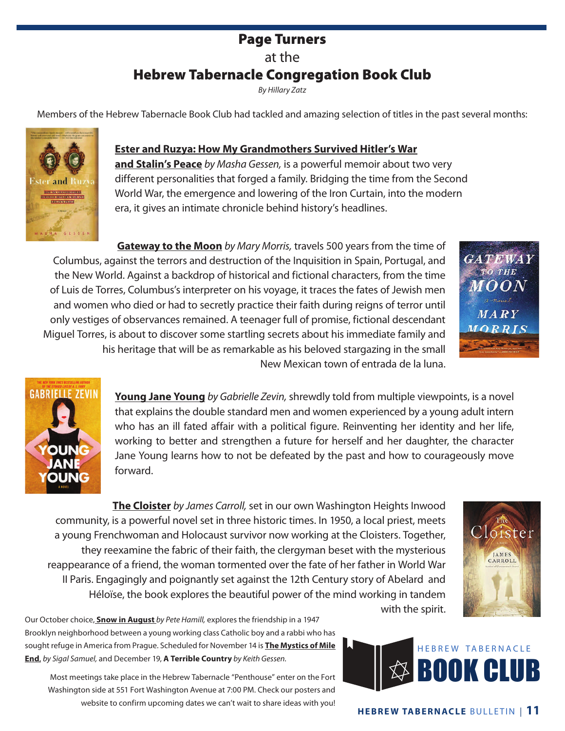# Page Turners
at the
# Hebrew Tabernacle Congregation Book Club

*By Hillary Zatz*

Members of the Hebrew Tabernacle Book Club had tackled and amazing selection of titles in the past several months:

**Ester and Ruzya: How My Grandmothers Survived Hitler's War and Stalin's Peace** *by Masha Gessen,* is a powerful memoir about two very different personalities that forged a family. Bridging the time from the Second World War, the emergence and lowering of the Iron Curtain, into the modern era, it gives an intimate chronicle behind history's headlines.

**Gateway to the Moon** *by Mary Morris,* travels 500 years from the time of Columbus, against the terrors and destruction of the Inquisition in Spain, Portugal, and the New World. Against a backdrop of historical and fictional characters, from the time of Luis de Torres, Columbus's interpreter on his voyage, it traces the fates of Jewish men and women who died or had to secretly practice their faith during reigns of terror until only vestiges of observances remained. A teenager full of promise, fictional descendant Miguel Torres, is about to discover some startling secrets about his immediate family and his heritage that will be as remarkable as his beloved stargazing in the small New Mexican town of entrada de la luna.

**Young Jane Young** *by Gabrielle Zevin,* shrewdly told from multiple viewpoints, is a novel that explains the double standard men and women experienced by a young adult intern who has an ill fated affair with a political figure. Reinventing her identity and her life, working to better and strengthen a future for herself and her daughter, the character Jane Young learns how to not be defeated by the past and how to courageously move forward.

**The Cloister** *by James Carroll,* set in our own Washington Heights Inwood community, is a powerful novel set in three historic times. In 1950, a local priest, meets a young Frenchwoman and Holocaust survivor now working at the Cloisters. Together, they reexamine the fabric of their faith, the clergyman beset with the mysterious reappearance of a friend, the woman tormented over the fate of her father in World War II Paris. Engagingly and poignantly set against the 12th Century story of Abelard and Héloïse, the book explores the beautiful power of the mind working in tandem with the spirit.

Our October choice, **Snow in August** *by Pete Hamill,* explores the friendship in a 1947 Brooklyn neighborhood between a young working class Catholic boy and a rabbi who has sought refuge in America from Prague. Scheduled for November 14 is **The Mystics of Mile End**, *by Sigal Samuel,* and December 19, **A Terrible Country** *by Keith Gessen.*

Most meetings take place in the Hebrew Tabernacle "Penthouse" enter on the Fort Washington side at 551 Fort Washington Avenue at 7:00 PM. Check our posters and website to confirm upcoming dates we can't wait to share ideas with you!

HEBREW TABERNACLE **BOOK CLUB**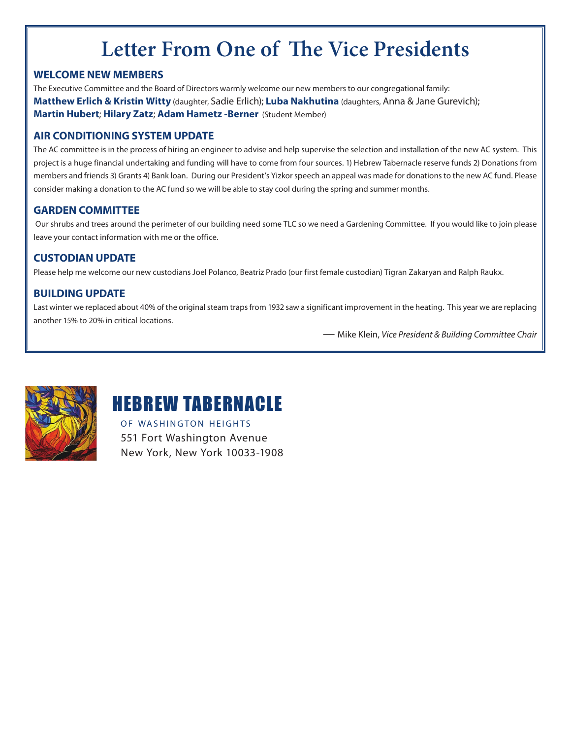# Letter From One of The Vice Presidents

## WELCOME NEW MEMBERS

The Executive Committee and the Board of Directors warmly welcome our new members to our congregational family:
**Matthew Erlich & Kristin Witty** (daughter, Sadie Erlich); **Luba Nakhutina** (daughters, Anna & Jane Gurevich); **Martin Hubert**; **Hilary Zatz**; **Adam Hametz -Berner** (Student Member)

## AIR CONDITIONING SYSTEM UPDATE

The AC committee is in the process of hiring an engineer to advise and help supervise the selection and installation of the new AC system. This project is a huge financial undertaking and funding will have to come from four sources. 1) Hebrew Tabernacle reserve funds 2) Donations from members and friends 3) Grants 4) Bank loan. During our President's Yizkor speech an appeal was made for donations to the new AC fund. Please consider making a donation to the AC fund so we will be able to stay cool during the spring and summer months.

## GARDEN COMMITTEE

Our shrubs and trees around the perimeter of our building need some TLC so we need a Gardening Committee. If you would like to join please leave your contact information with me or the office.

## CUSTODIAN UPDATE

Please help me welcome our new custodians Joel Polanco, Beatriz Prado (our first female custodian) Tigran Zakaryan and Ralph Raukx.

## BUILDING UPDATE

Last winter we replaced about 40% of the original steam traps from 1932 saw a significant improvement in the heating. This year we are replacing another 15% to 20% in critical locations.

— Mike Klein, *Vice President & Building Committee Chair*

**HEBREW TABERNACLE**

OF WASHINGTON HEIGHTS
551 Fort Washington Avenue
New York, New York 10033-1908